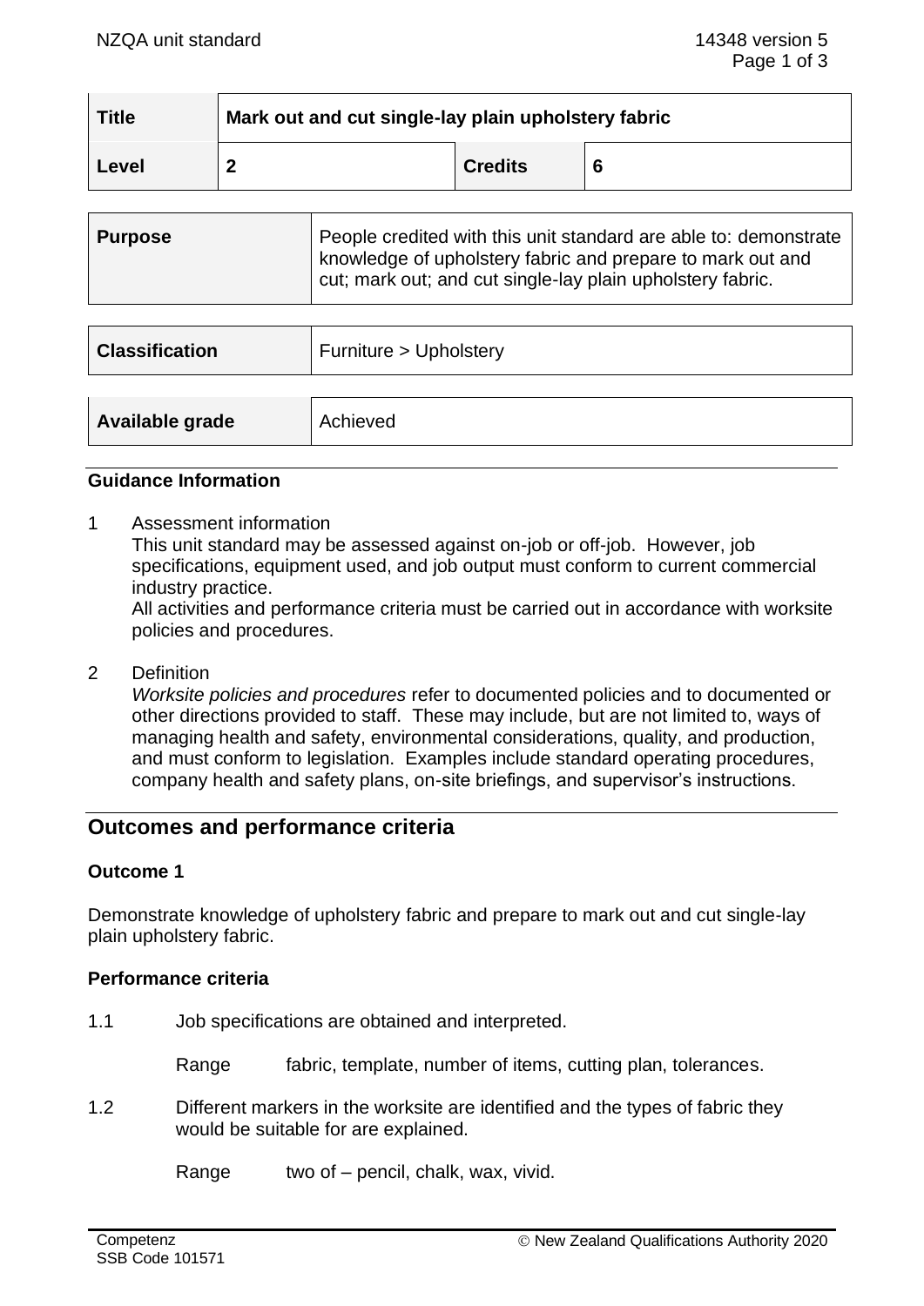| Title | Mark out and cut single-lay plain upholstery fabric | | |
|---|---|---|---|
| Level | 2 | Credits | 6 |

| Purpose | People credited with this unit standard are able to: demonstrate knowledge of upholstery fabric and prepare to mark out and cut; mark out; and cut single-lay plain upholstery fabric. |
|---|---|

| Classification | Furniture > Upholstery |
|---|---|

| Available grade | Achieved |
|---|---|

## Guidance Information

1 Assessment information

This unit standard may be assessed against on-job or off-job. However, job specifications, equipment used, and job output must conform to current commercial industry practice.

All activities and performance criteria must be carried out in accordance with worksite policies and procedures.

2 Definition

*Worksite policies and procedures* refer to documented policies and to documented or other directions provided to staff. These may include, but are not limited to, ways of managing health and safety, environmental considerations, quality, and production, and must conform to legislation. Examples include standard operating procedures, company health and safety plans, on-site briefings, and supervisor's instructions.

# Outcomes and performance criteria

### Outcome 1

Demonstrate knowledge of upholstery fabric and prepare to mark out and cut single-lay plain upholstery fabric.

### Performance criteria

1.1 Job specifications are obtained and interpreted.

Range fabric, template, number of items, cutting plan, tolerances.

1.2 Different markers in the worksite are identified and the types of fabric they would be suitable for are explained.

Range two of – pencil, chalk, wax, vivid.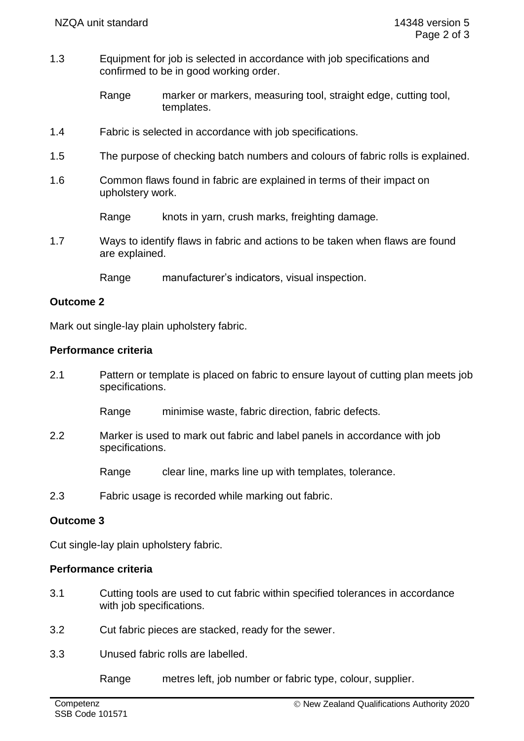1.3 Equipment for job is selected in accordance with job specifications and confirmed to be in good working order.

Range marker or markers, measuring tool, straight edge, cutting tool, templates.

1.4 Fabric is selected in accordance with job specifications.

1.5 The purpose of checking batch numbers and colours of fabric rolls is explained.

1.6 Common flaws found in fabric are explained in terms of their impact on upholstery work.

Range knots in yarn, crush marks, freighting damage.

1.7 Ways to identify flaws in fabric and actions to be taken when flaws are found are explained.

Range manufacturer's indicators, visual inspection.

**Outcome 2**

Mark out single-lay plain upholstery fabric.

**Performance criteria**

2.1 Pattern or template is placed on fabric to ensure layout of cutting plan meets job specifications.

Range minimise waste, fabric direction, fabric defects.

2.2 Marker is used to mark out fabric and label panels in accordance with job specifications.

Range clear line, marks line up with templates, tolerance.

2.3 Fabric usage is recorded while marking out fabric.

**Outcome 3**

Cut single-lay plain upholstery fabric.

**Performance criteria**

3.1 Cutting tools are used to cut fabric within specified tolerances in accordance with job specifications.

3.2 Cut fabric pieces are stacked, ready for the sewer.

3.3 Unused fabric rolls are labelled.

Range metres left, job number or fabric type, colour, supplier.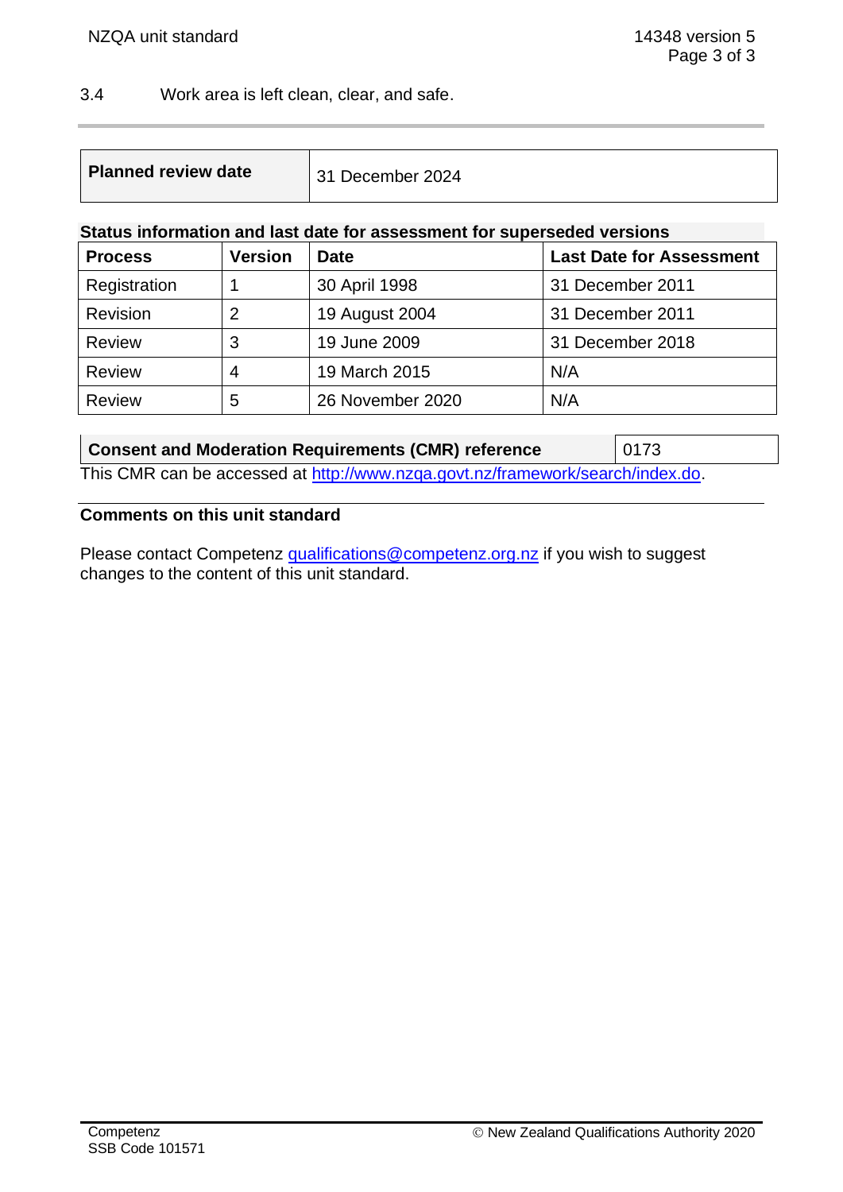3.4 Work area is left clean, clear, and safe.

| | |
|---|---|
| **Planned review date** | 31 December 2024 |

**Status information and last date for assessment for superseded versions**

| Process | Version | Date | Last Date for Assessment |
|---|---|---|---|
| Registration | 1 | 30 April 1998 | 31 December 2011 |
| Revision | 2 | 19 August 2004 | 31 December 2011 |
| Review | 3 | 19 June 2009 | 31 December 2018 |
| Review | 4 | 19 March 2015 | N/A |
| Review | 5 | 26 November 2020 | N/A |

| | |
|---|---|
| **Consent and Moderation Requirements (CMR) reference** | 0173 |

This CMR can be accessed at http://www.nzqa.govt.nz/framework/search/index.do.

**Comments on this unit standard**

Please contact Competenz qualifications@competenz.org.nz if you wish to suggest changes to the content of this unit standard.